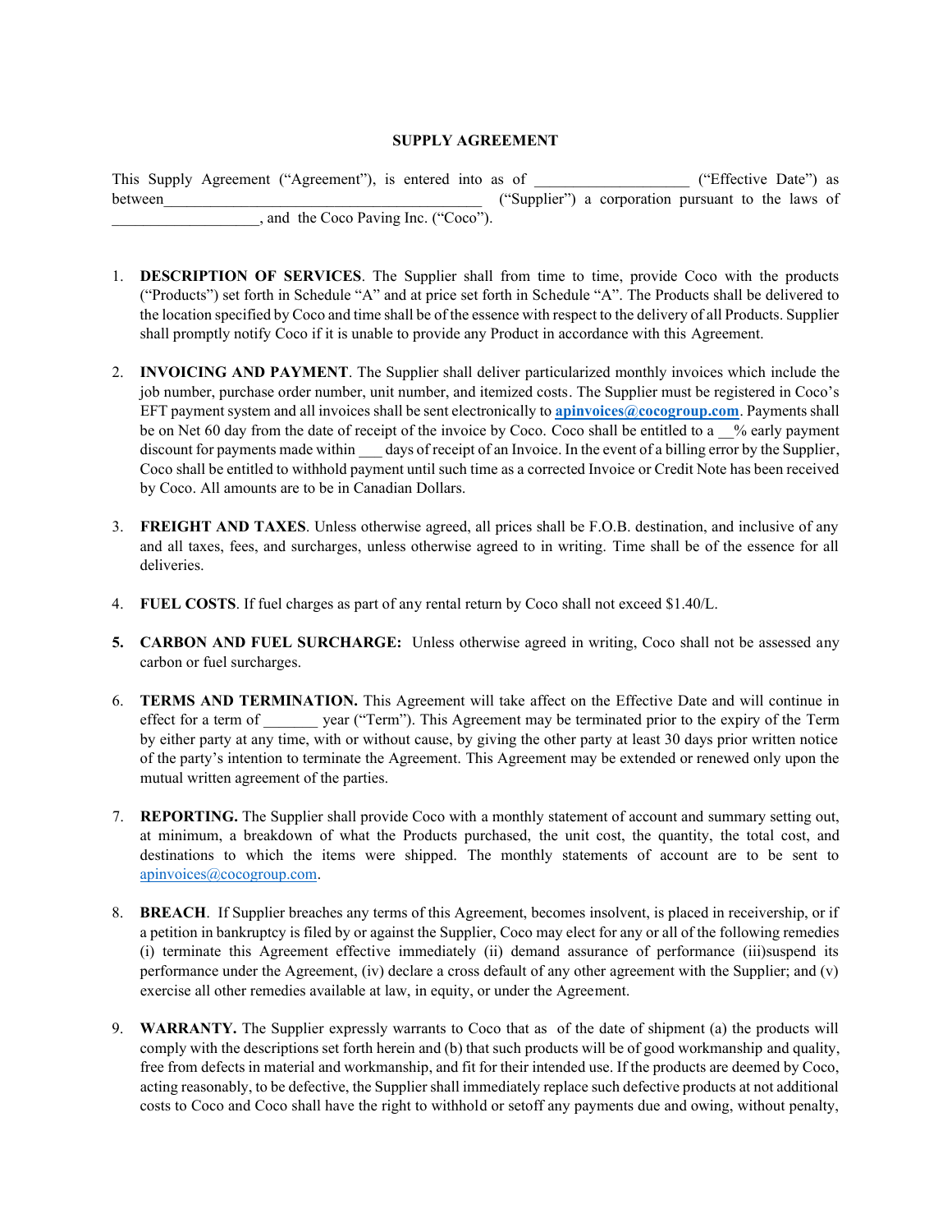# SUPPLY AGREEMENT

This Supply Agreement ("Agreement"), is entered into as of ___________________ ("Effective Date") as between_________________________________________ ("Supplier") a corporation pursuant to the laws of ___________________, and the Coco Paving Inc. ("Coco").

1. **DESCRIPTION OF SERVICES**. The Supplier shall from time to time, provide Coco with the products ("Products") set forth in Schedule "A" and at price set forth in Schedule "A". The Products shall be delivered to the location specified by Coco and time shall be of the essence with respect to the delivery of all Products. Supplier shall promptly notify Coco if it is unable to provide any Product in accordance with this Agreement.

2. **INVOICING AND PAYMENT**. The Supplier shall deliver particularized monthly invoices which include the job number, purchase order number, unit number, and itemized costs. The Supplier must be registered in Coco's EFT payment system and all invoices shall be sent electronically to **apinvoices@cocogroup.com**. Payments shall be on Net 60 day from the date of receipt of the invoice by Coco. Coco shall be entitled to a __% early payment discount for payments made within ___ days of receipt of an Invoice. In the event of a billing error by the Supplier, Coco shall be entitled to withhold payment until such time as a corrected Invoice or Credit Note has been received by Coco. All amounts are to be in Canadian Dollars.

3. **FREIGHT AND TAXES**. Unless otherwise agreed, all prices shall be F.O.B. destination, and inclusive of any and all taxes, fees, and surcharges, unless otherwise agreed to in writing. Time shall be of the essence for all deliveries.

4. **FUEL COSTS**. If fuel charges as part of any rental return by Coco shall not exceed $1.40/L.

5. **CARBON AND FUEL SURCHARGE:** Unless otherwise agreed in writing, Coco shall not be assessed any carbon or fuel surcharges.

6. **TERMS AND TERMINATION.** This Agreement will take affect on the Effective Date and will continue in effect for a term of _______ year ("Term"). This Agreement may be terminated prior to the expiry of the Term by either party at any time, with or without cause, by giving the other party at least 30 days prior written notice of the party's intention to terminate the Agreement. This Agreement may be extended or renewed only upon the mutual written agreement of the parties.

7. **REPORTING.** The Supplier shall provide Coco with a monthly statement of account and summary setting out, at minimum, a breakdown of what the Products purchased, the unit cost, the quantity, the total cost, and destinations to which the items were shipped. The monthly statements of account are to be sent to apinvoices@cocogroup.com.

8. **BREACH**. If Supplier breaches any terms of this Agreement, becomes insolvent, is placed in receivership, or if a petition in bankruptcy is filed by or against the Supplier, Coco may elect for any or all of the following remedies (i) terminate this Agreement effective immediately (ii) demand assurance of performance (iii)suspend its performance under the Agreement, (iv) declare a cross default of any other agreement with the Supplier; and (v) exercise all other remedies available at law, in equity, or under the Agreement.

9. **WARRANTY.** The Supplier expressly warrants to Coco that as of the date of shipment (a) the products will comply with the descriptions set forth herein and (b) that such products will be of good workmanship and quality, free from defects in material and workmanship, and fit for their intended use. If the products are deemed by Coco, acting reasonably, to be defective, the Supplier shall immediately replace such defective products at not additional costs to Coco and Coco shall have the right to withhold or setoff any payments due and owing, without penalty,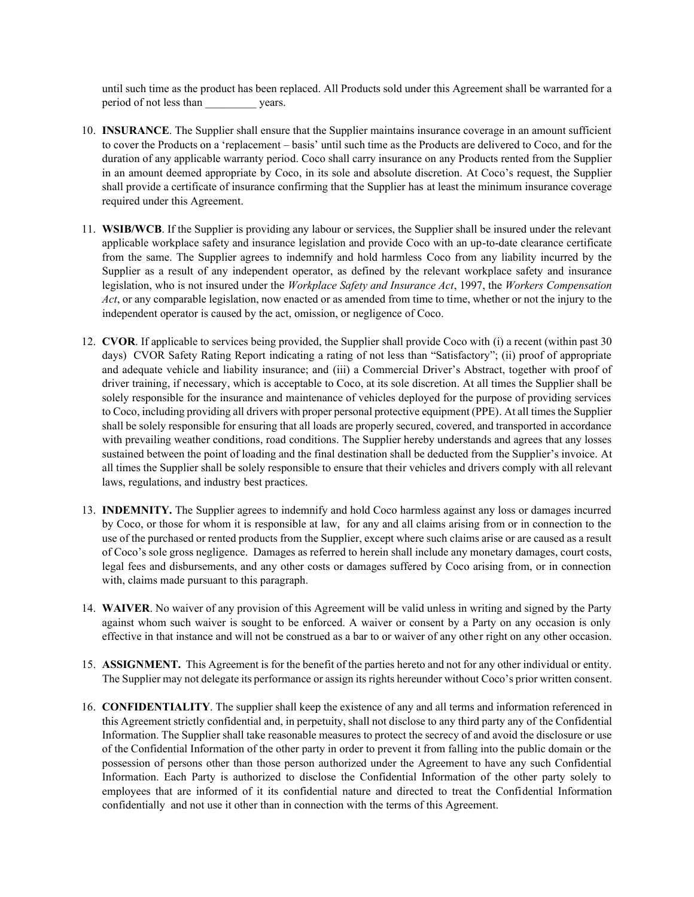until such time as the product has been replaced. All Products sold under this Agreement shall be warranted for a period of not less than _________ years.

10. **INSURANCE**. The Supplier shall ensure that the Supplier maintains insurance coverage in an amount sufficient to cover the Products on a 'replacement – basis' until such time as the Products are delivered to Coco, and for the duration of any applicable warranty period. Coco shall carry insurance on any Products rented from the Supplier in an amount deemed appropriate by Coco, in its sole and absolute discretion. At Coco's request, the Supplier shall provide a certificate of insurance confirming that the Supplier has at least the minimum insurance coverage required under this Agreement.

11. **WSIB/WCB**. If the Supplier is providing any labour or services, the Supplier shall be insured under the relevant applicable workplace safety and insurance legislation and provide Coco with an up-to-date clearance certificate from the same. The Supplier agrees to indemnify and hold harmless Coco from any liability incurred by the Supplier as a result of any independent operator, as defined by the relevant workplace safety and insurance legislation, who is not insured under the *Workplace Safety and Insurance Act*, 1997, the *Workers Compensation Act*, or any comparable legislation, now enacted or as amended from time to time, whether or not the injury to the independent operator is caused by the act, omission, or negligence of Coco.

12. **CVOR**. If applicable to services being provided, the Supplier shall provide Coco with (i) a recent (within past 30 days) CVOR Safety Rating Report indicating a rating of not less than "Satisfactory"; (ii) proof of appropriate and adequate vehicle and liability insurance; and (iii) a Commercial Driver's Abstract, together with proof of driver training, if necessary, which is acceptable to Coco, at its sole discretion. At all times the Supplier shall be solely responsible for the insurance and maintenance of vehicles deployed for the purpose of providing services to Coco, including providing all drivers with proper personal protective equipment (PPE). At all times the Supplier shall be solely responsible for ensuring that all loads are properly secured, covered, and transported in accordance with prevailing weather conditions, road conditions. The Supplier hereby understands and agrees that any losses sustained between the point of loading and the final destination shall be deducted from the Supplier's invoice. At all times the Supplier shall be solely responsible to ensure that their vehicles and drivers comply with all relevant laws, regulations, and industry best practices.

13. **INDEMNITY.** The Supplier agrees to indemnify and hold Coco harmless against any loss or damages incurred by Coco, or those for whom it is responsible at law, for any and all claims arising from or in connection to the use of the purchased or rented products from the Supplier, except where such claims arise or are caused as a result of Coco's sole gross negligence. Damages as referred to herein shall include any monetary damages, court costs, legal fees and disbursements, and any other costs or damages suffered by Coco arising from, or in connection with, claims made pursuant to this paragraph.

14. **WAIVER**. No waiver of any provision of this Agreement will be valid unless in writing and signed by the Party against whom such waiver is sought to be enforced. A waiver or consent by a Party on any occasion is only effective in that instance and will not be construed as a bar to or waiver of any other right on any other occasion.

15. **ASSIGNMENT.** This Agreement is for the benefit of the parties hereto and not for any other individual or entity. The Supplier may not delegate its performance or assign its rights hereunder without Coco's prior written consent.

16. **CONFIDENTIALITY**. The supplier shall keep the existence of any and all terms and information referenced in this Agreement strictly confidential and, in perpetuity, shall not disclose to any third party any of the Confidential Information. The Supplier shall take reasonable measures to protect the secrecy of and avoid the disclosure or use of the Confidential Information of the other party in order to prevent it from falling into the public domain or the possession of persons other than those person authorized under the Agreement to have any such Confidential Information. Each Party is authorized to disclose the Confidential Information of the other party solely to employees that are informed of it its confidential nature and directed to treat the Confidential Information confidentially and not use it other than in connection with the terms of this Agreement.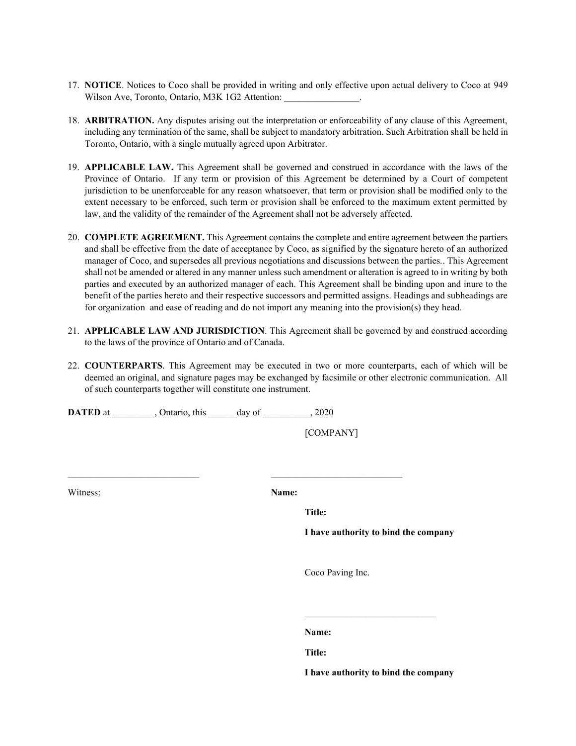17. **NOTICE**. Notices to Coco shall be provided in writing and only effective upon actual delivery to Coco at 949 Wilson Ave, Toronto, Ontario, M3K 1G2 Attention: ________________.

18. **ARBITRATION.** Any disputes arising out the interpretation or enforceability of any clause of this Agreement, including any termination of the same, shall be subject to mandatory arbitration. Such Arbitration shall be held in Toronto, Ontario, with a single mutually agreed upon Arbitrator.

19. **APPLICABLE LAW.** This Agreement shall be governed and construed in accordance with the laws of the Province of Ontario. If any term or provision of this Agreement be determined by a Court of competent jurisdiction to be unenforceable for any reason whatsoever, that term or provision shall be modified only to the extent necessary to be enforced, such term or provision shall be enforced to the maximum extent permitted by law, and the validity of the remainder of the Agreement shall not be adversely affected.

20. **COMPLETE AGREEMENT.** This Agreement contains the complete and entire agreement between the partiers and shall be effective from the date of acceptance by Coco, as signified by the signature hereto of an authorized manager of Coco, and supersedes all previous negotiations and discussions between the parties.. This Agreement shall not be amended or altered in any manner unless such amendment or alteration is agreed to in writing by both parties and executed by an authorized manager of each. This Agreement shall be binding upon and inure to the benefit of the parties hereto and their respective successors and permitted assigns. Headings and subheadings are for organization and ease of reading and do not import any meaning into the provision(s) they head.

21. **APPLICABLE LAW AND JURISDICTION**. This Agreement shall be governed by and construed according to the laws of the province of Ontario and of Canada.

22. **COUNTERPARTS**. This Agreement may be executed in two or more counterparts, each of which will be deemed an original, and signature pages may be exchanged by facsimile or other electronic communication. All of such counterparts together will constitute one instrument.

**DATED** at _________, Ontario, this ______day of __________, 2020

[COMPANY]

____________________________ ____________________________

Witness: **Name:**

**Title:**

**I have authority to bind the company**

Coco Paving Inc.

____________________________

**Name:**

**Title:**

**I have authority to bind the company**